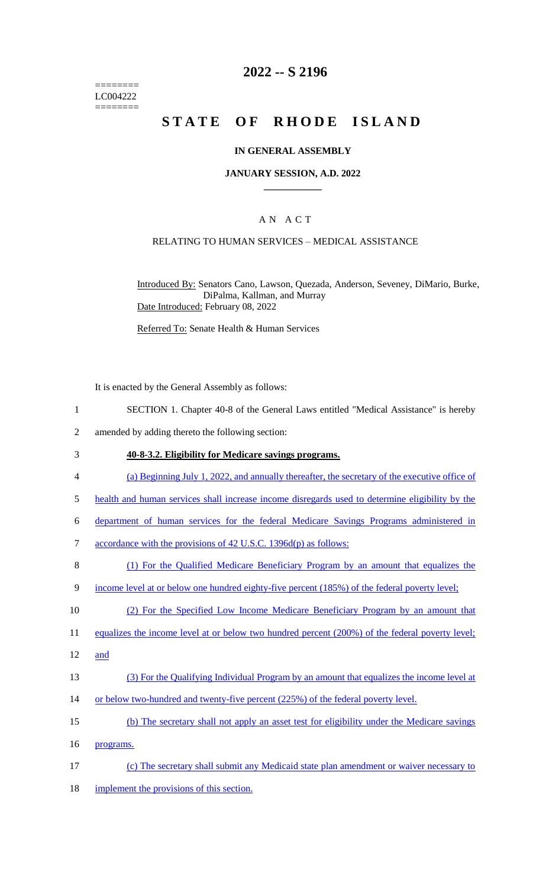========
LC004222
========

# 2022 -- S 2196

# STATE OF RHODE ISLAND

### IN GENERAL ASSEMBLY

### JANUARY SESSION, A.D. 2022

## A N A C T

### RELATING TO HUMAN SERVICES – MEDICAL ASSISTANCE

Introduced By: Senators Cano, Lawson, Quezada, Anderson, Seveney, DiMario, Burke, DiPalma, Kallman, and Murray

Date Introduced: February 08, 2022

Referred To: Senate Health & Human Services

It is enacted by the General Assembly as follows:

1 SECTION 1. Chapter 40-8 of the General Laws entitled "Medical Assistance" is hereby
2 amended by adding thereto the following section:

3 **40-8-3.2. Eligibility for Medicare savings programs.**

4 (a) Beginning July 1, 2022, and annually thereafter, the secretary of the executive office of
5 health and human services shall increase income disregards used to determine eligibility by the
6 department of human services for the federal Medicare Savings Programs administered in
7 accordance with the provisions of 42 U.S.C. 1396d(p) as follows:

8 (1) For the Qualified Medicare Beneficiary Program by an amount that equalizes the
9 income level at or below one hundred eighty-five percent (185%) of the federal poverty level;

10 (2) For the Specified Low Income Medicare Beneficiary Program by an amount that
11 equalizes the income level at or below two hundred percent (200%) of the federal poverty level;
12 and

13 (3) For the Qualifying Individual Program by an amount that equalizes the income level at
14 or below two-hundred and twenty-five percent (225%) of the federal poverty level.

15 (b) The secretary shall not apply an asset test for eligibility under the Medicare savings
16 programs.

17 (c) The secretary shall submit any Medicaid state plan amendment or waiver necessary to
18 implement the provisions of this section.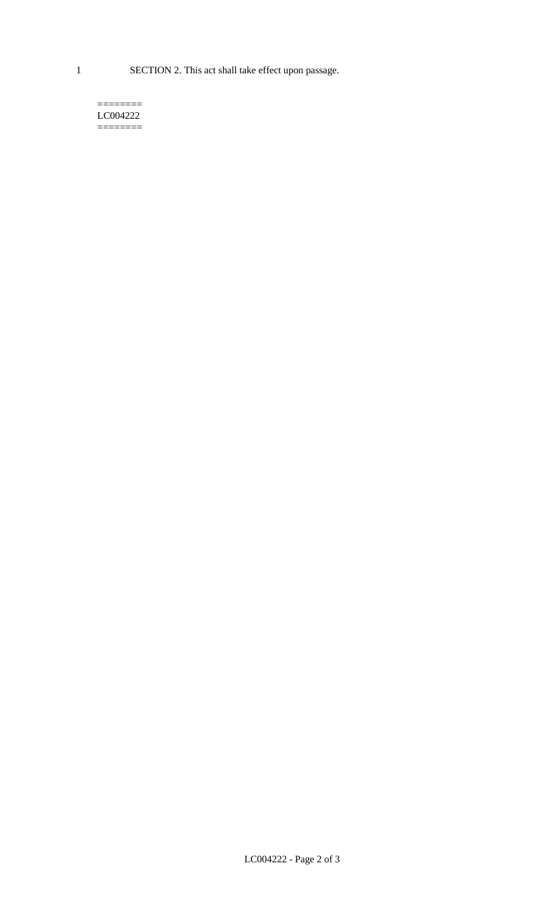1 SECTION 2. This act shall take effect upon passage.

========
LC004222
========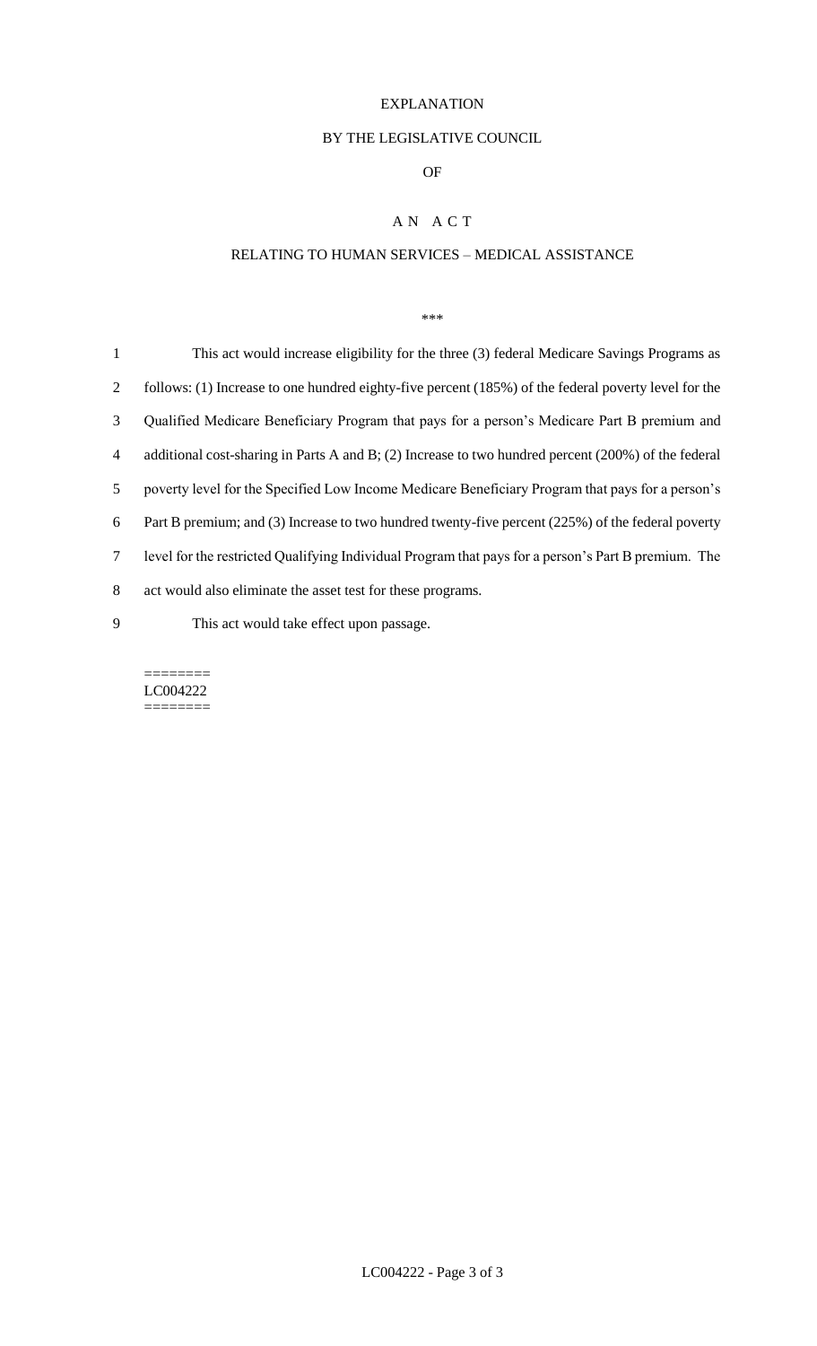EXPLANATION

BY THE LEGISLATIVE COUNCIL

OF

A N A C T

RELATING TO HUMAN SERVICES – MEDICAL ASSISTANCE

\*\*\*

This act would increase eligibility for the three (3) federal Medicare Savings Programs as follows: (1) Increase to one hundred eighty-five percent (185%) of the federal poverty level for the Qualified Medicare Beneficiary Program that pays for a person's Medicare Part B premium and additional cost-sharing in Parts A and B; (2) Increase to two hundred percent (200%) of the federal poverty level for the Specified Low Income Medicare Beneficiary Program that pays for a person's Part B premium; and (3) Increase to two hundred twenty-five percent (225%) of the federal poverty level for the restricted Qualifying Individual Program that pays for a person's Part B premium. The act would also eliminate the asset test for these programs.

This act would take effect upon passage.

========
LC004222
========